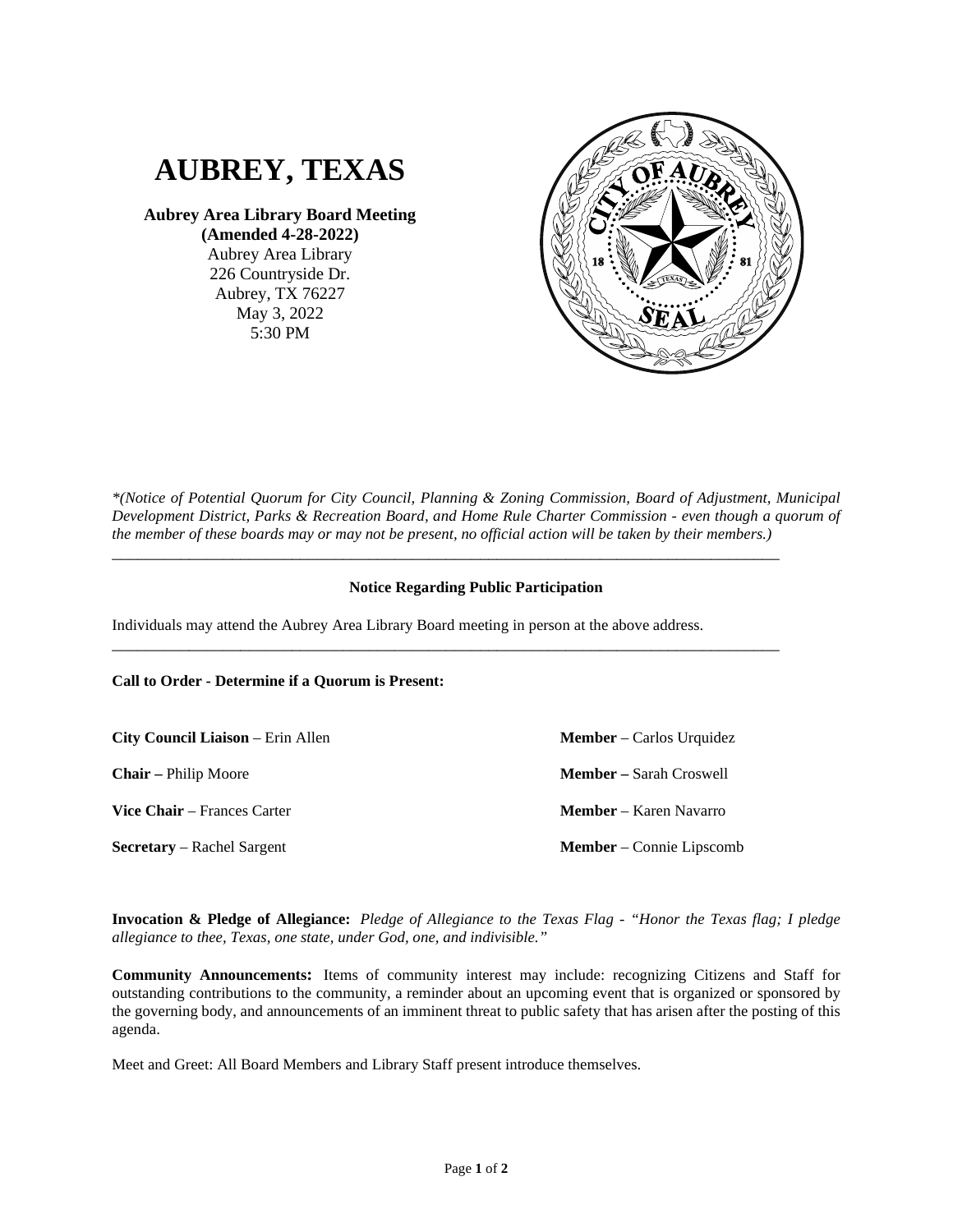# AUBREY, TEXAS

**Aubrey Area Library Board Meeting**
**(Amended 4-28-2022)**
Aubrey Area Library
226 Countryside Dr.
Aubrey, TX 76227
May 3, 2022
5:30 PM

*\*(Notice of Potential Quorum for City Council, Planning & Zoning Commission, Board of Adjustment, Municipal Development District, Parks & Recreation Board, and Home Rule Charter Commission - even though a quorum of the member of these boards may or may not be present, no official action will be taken by their members.)*

---

**Notice Regarding Public Participation**

Individuals may attend the Aubrey Area Library Board meeting in person at the above address.

---

**Call to Order - Determine if a Quorum is Present:**

**City Council Liaison** – Erin Allen

**Chair –** Philip Moore

**Vice Chair** – Frances Carter

**Secretary** – Rachel Sargent

**Member** – Carlos Urquidez

**Member –** Sarah Croswell

**Member** – Karen Navarro

**Member** – Connie Lipscomb

**Invocation & Pledge of Allegiance:** *Pledge of Allegiance to the Texas Flag - "Honor the Texas flag; I pledge allegiance to thee, Texas, one state, under God, one, and indivisible."*

**Community Announcements:** Items of community interest may include: recognizing Citizens and Staff for outstanding contributions to the community, a reminder about an upcoming event that is organized or sponsored by the governing body, and announcements of an imminent threat to public safety that has arisen after the posting of this agenda.

Meet and Greet: All Board Members and Library Staff present introduce themselves.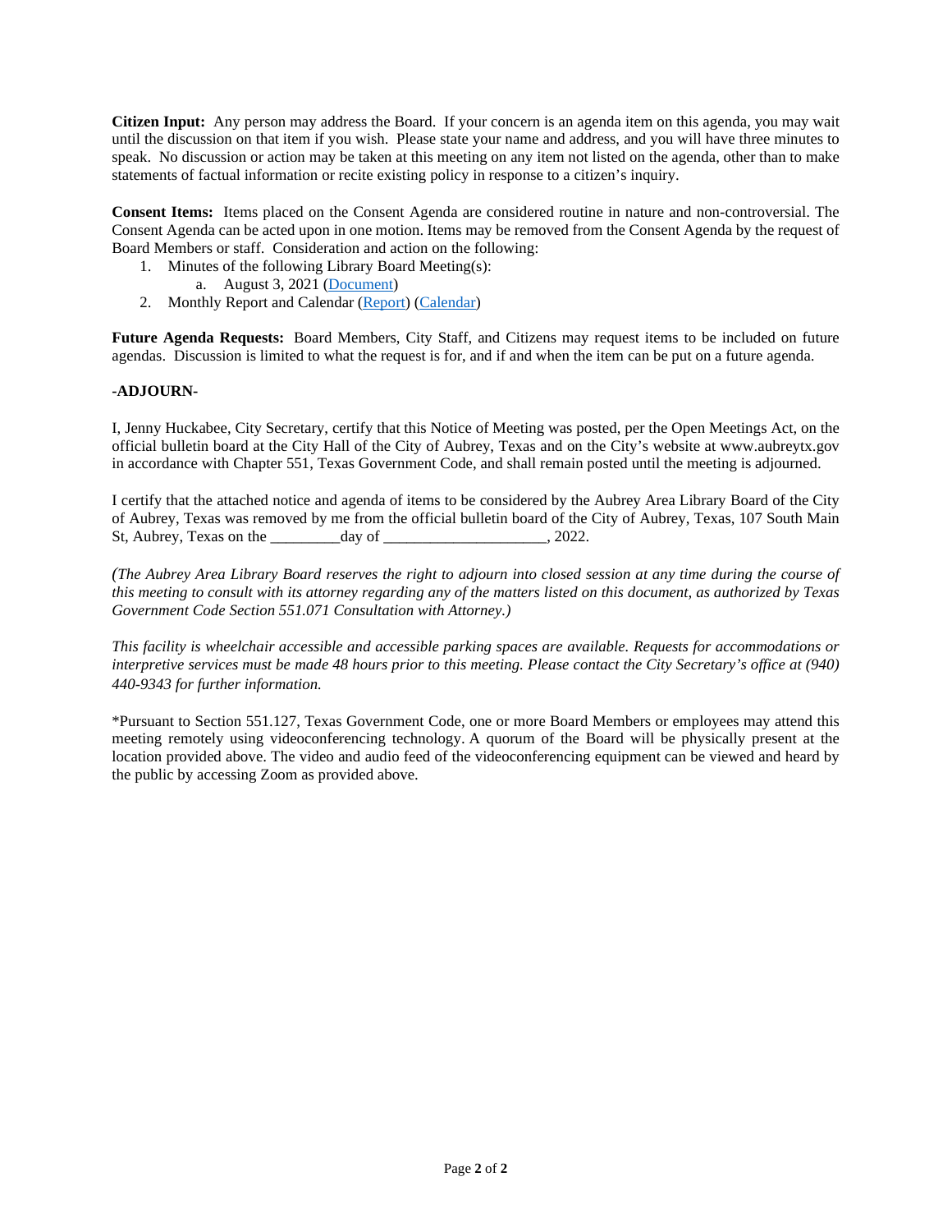**Citizen Input:** Any person may address the Board. If your concern is an agenda item on this agenda, you may wait until the discussion on that item if you wish. Please state your name and address, and you will have three minutes to speak. No discussion or action may be taken at this meeting on any item not listed on the agenda, other than to make statements of factual information or recite existing policy in response to a citizen's inquiry.

**Consent Items:** Items placed on the Consent Agenda are considered routine in nature and non-controversial. The Consent Agenda can be acted upon in one motion. Items may be removed from the Consent Agenda by the request of Board Members or staff. Consideration and action on the following:

1. Minutes of the following Library Board Meeting(s):
   a. August 3, 2021 (Document)
2. Monthly Report and Calendar (Report) (Calendar)

**Future Agenda Requests:** Board Members, City Staff, and Citizens may request items to be included on future agendas. Discussion is limited to what the request is for, and if and when the item can be put on a future agenda.

**-ADJOURN-**

I, Jenny Huckabee, City Secretary, certify that this Notice of Meeting was posted, per the Open Meetings Act, on the official bulletin board at the City Hall of the City of Aubrey, Texas and on the City's website at www.aubreytx.gov in accordance with Chapter 551, Texas Government Code, and shall remain posted until the meeting is adjourned.

I certify that the attached notice and agenda of items to be considered by the Aubrey Area Library Board of the City of Aubrey, Texas was removed by me from the official bulletin board of the City of Aubrey, Texas, 107 South Main St, Aubrey, Texas on the _________day of _____________________, 2022.

*(The Aubrey Area Library Board reserves the right to adjourn into closed session at any time during the course of this meeting to consult with its attorney regarding any of the matters listed on this document, as authorized by Texas Government Code Section 551.071 Consultation with Attorney.)*

*This facility is wheelchair accessible and accessible parking spaces are available. Requests for accommodations or interpretive services must be made 48 hours prior to this meeting. Please contact the City Secretary's office at (940) 440-9343 for further information.*

*Pursuant to Section 551.127, Texas Government Code, one or more Board Members or employees may attend this meeting remotely using videoconferencing technology. A quorum of the Board will be physically present at the location provided above. The video and audio feed of the videoconferencing equipment can be viewed and heard by the public by accessing Zoom as provided above.